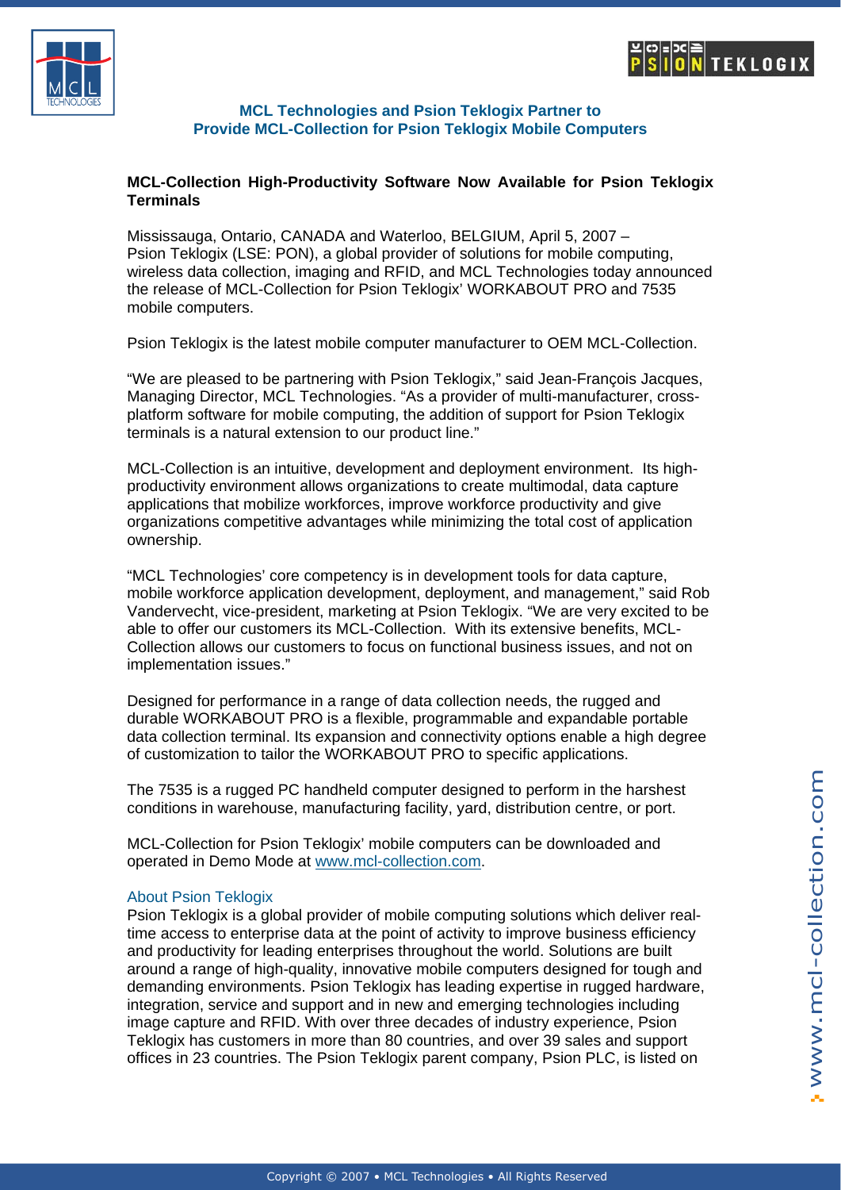## MCL Technologies and Psion Teklogix Partner to Provide MCL-Collection for Psion Teklogix Mobile Computers

**MCL-Collection High-Productivity Software Now Available for Psion Teklogix Terminals**

Mississauga, Ontario, CANADA and Waterloo, BELGIUM, April 5, 2007 – Psion Teklogix (LSE: PON), a global provider of solutions for mobile computing, wireless data collection, imaging and RFID, and MCL Technologies today announced the release of MCL-Collection for Psion Teklogix' WORKABOUT PRO and 7535 mobile computers.

Psion Teklogix is the latest mobile computer manufacturer to OEM MCL-Collection.

"We are pleased to be partnering with Psion Teklogix," said Jean-François Jacques, Managing Director, MCL Technologies. "As a provider of multi-manufacturer, cross-platform software for mobile computing, the addition of support for Psion Teklogix terminals is a natural extension to our product line."

MCL-Collection is an intuitive, development and deployment environment. Its high-productivity environment allows organizations to create multimodal, data capture applications that mobilize workforces, improve workforce productivity and give organizations competitive advantages while minimizing the total cost of application ownership.

"MCL Technologies' core competency is in development tools for data capture, mobile workforce application development, deployment, and management," said Rob Vandervecht, vice-president, marketing at Psion Teklogix. "We are very excited to be able to offer our customers its MCL-Collection. With its extensive benefits, MCL-Collection allows our customers to focus on functional business issues, and not on implementation issues."

Designed for performance in a range of data collection needs, the rugged and durable WORKABOUT PRO is a flexible, programmable and expandable portable data collection terminal. Its expansion and connectivity options enable a high degree of customization to tailor the WORKABOUT PRO to specific applications.

The 7535 is a rugged PC handheld computer designed to perform in the harshest conditions in warehouse, manufacturing facility, yard, distribution centre, or port.

MCL-Collection for Psion Teklogix' mobile computers can be downloaded and operated in Demo Mode at www.mcl-collection.com.

### About Psion Teklogix

Psion Teklogix is a global provider of mobile computing solutions which deliver real-time access to enterprise data at the point of activity to improve business efficiency and productivity for leading enterprises throughout the world. Solutions are built around a range of high-quality, innovative mobile computers designed for tough and demanding environments. Psion Teklogix has leading expertise in rugged hardware, integration, service and support and in new and emerging technologies including image capture and RFID. With over three decades of industry experience, Psion Teklogix has customers in more than 80 countries, and over 39 sales and support offices in 23 countries. The Psion Teklogix parent company, Psion PLC, is listed on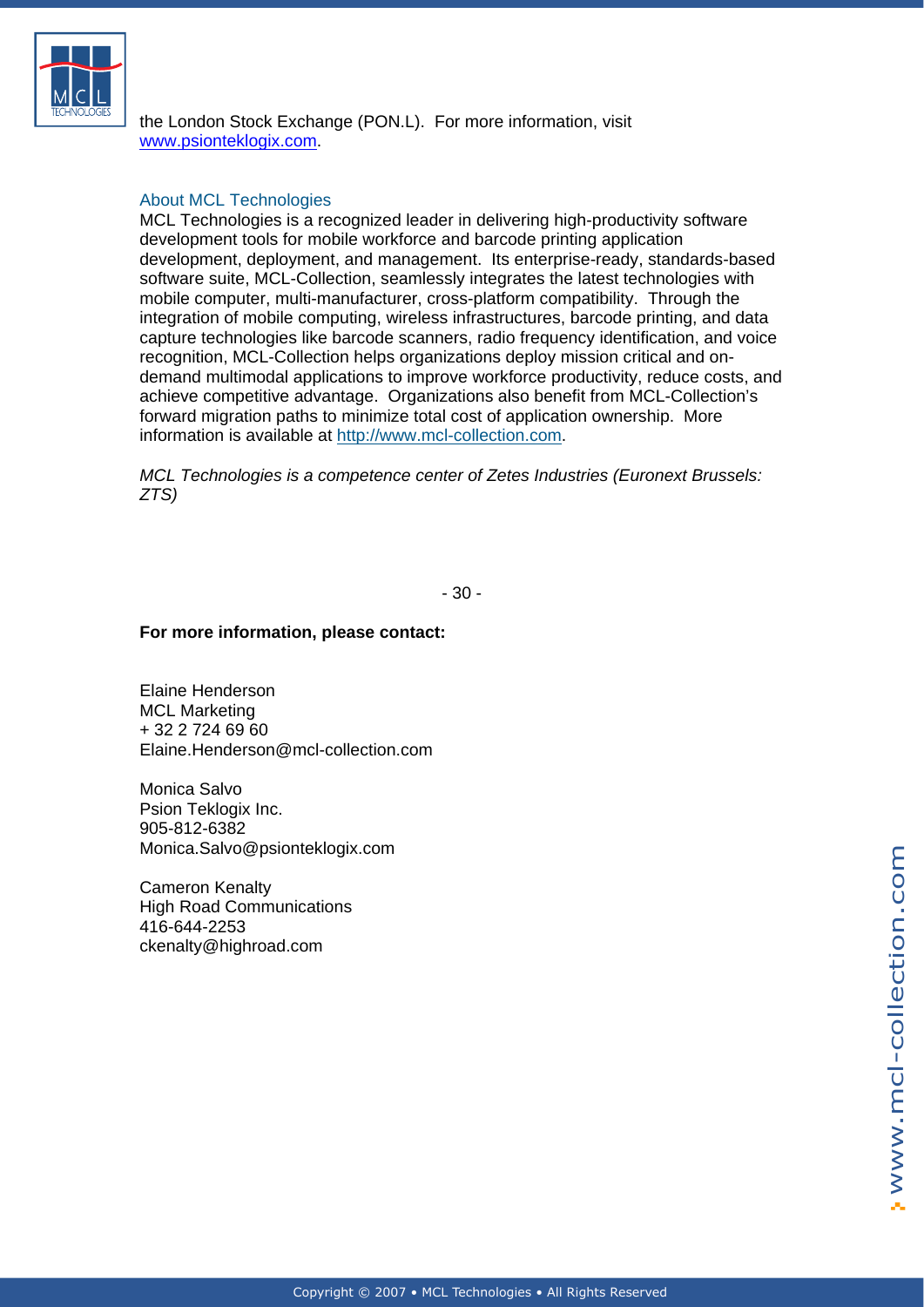the London Stock Exchange (PON.L). For more information, visit [www.psionteklogix.com](http://www.psionteklogix.com).

## About MCL Technologies

MCL Technologies is a recognized leader in delivering high-productivity software development tools for mobile workforce and barcode printing application development, deployment, and management. Its enterprise-ready, standards-based software suite, MCL-Collection, seamlessly integrates the latest technologies with mobile computer, multi-manufacturer, cross-platform compatibility. Through the integration of mobile computing, wireless infrastructures, barcode printing, and data capture technologies like barcode scanners, radio frequency identification, and voice recognition, MCL-Collection helps organizations deploy mission critical and on-demand multimodal applications to improve workforce productivity, reduce costs, and achieve competitive advantage. Organizations also benefit from MCL-Collection's forward migration paths to minimize total cost of application ownership. More information is available at [http://www.mcl-collection.com](http://www.mcl-collection.com).

*MCL Technologies is a competence center of Zetes Industries (Euronext Brussels: ZTS)*

\- 30 -

**For more information, please contact:**

Elaine Henderson
MCL Marketing
+ 32 2 724 69 60
Elaine.Henderson@mcl-collection.com

Monica Salvo
Psion Teklogix Inc.
905-812-6382
Monica.Salvo@psionteklogix.com

Cameron Kenalty
High Road Communications
416-644-2253
ckenalty@highroad.com